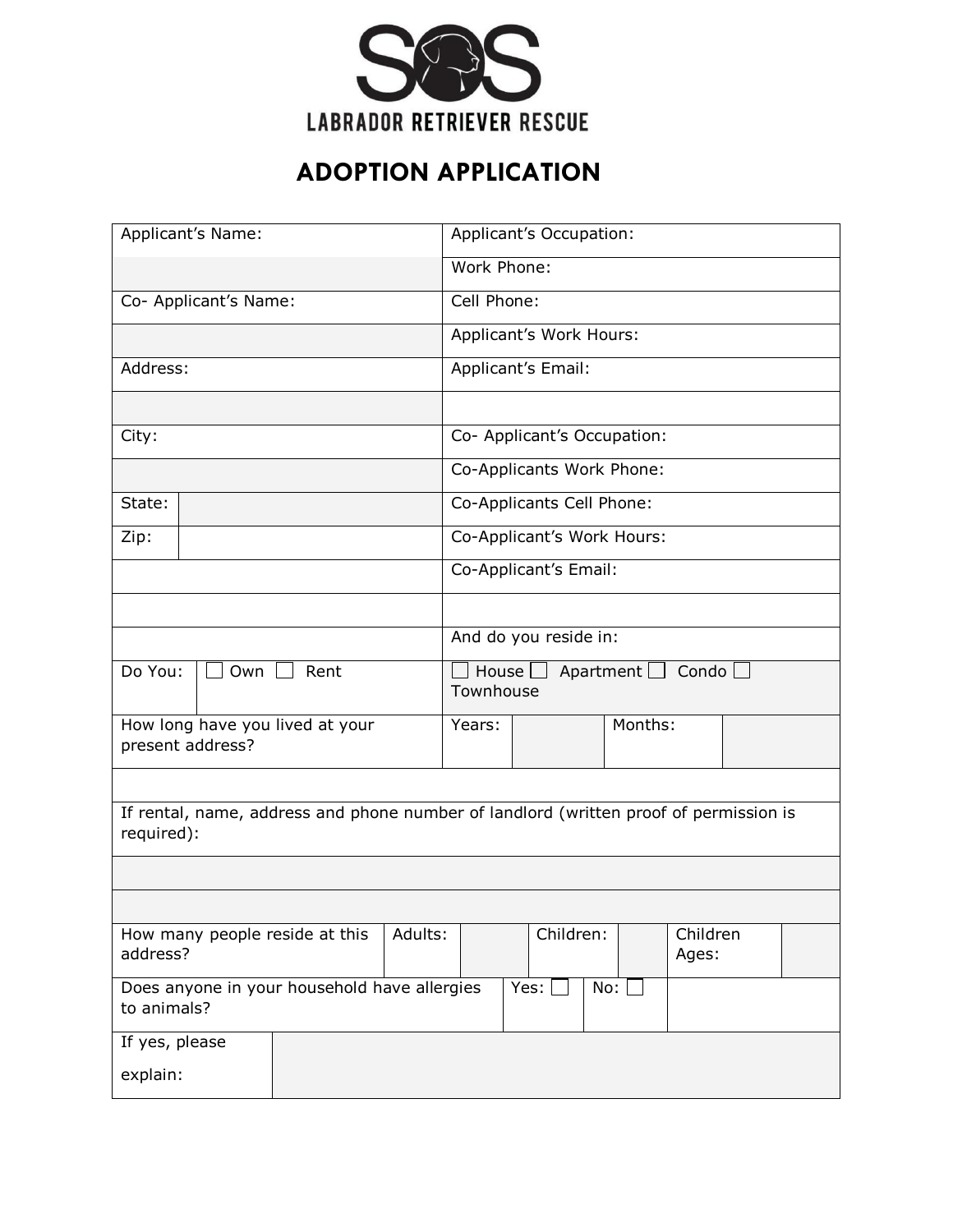LABRADOR RETRIEVER RESCUE

# ADOPTION APPLICATION

| | |
|---|---|
| Applicant's Name: | Applicant's Occupation: |
| | Work Phone: |
| Co- Applicant's Name: | Cell Phone: |
| | Applicant's Work Hours: |
| Address: | Applicant's Email: |
| | |
| City: | Co- Applicant's Occupation: |
| | Co-Applicants Work Phone: |
| State: | Co-Applicants Cell Phone: |
| Zip: | Co-Applicant's Work Hours: |
| | Co-Applicant's Email: |
| | |
| | And do you reside in: |
| Do You: ☐ Own ☐ Rent | ☐ House ☐ Apartment ☐ Condo ☐ Townhouse |
| How long have you lived at your present address? | Years: Months: |

| |
|---|
| If rental, name, address and phone number of landlord (written proof of permission is required): |
| |
| |

| How many people reside at this address? | Adults: | | Children: | | Children Ages: | |
|---|---|---|---|---|---|---|

| Does anyone in your household have allergies to animals? | Yes: ☐ | No: ☐ |
|---|---|---|
| If yes, please explain: | | |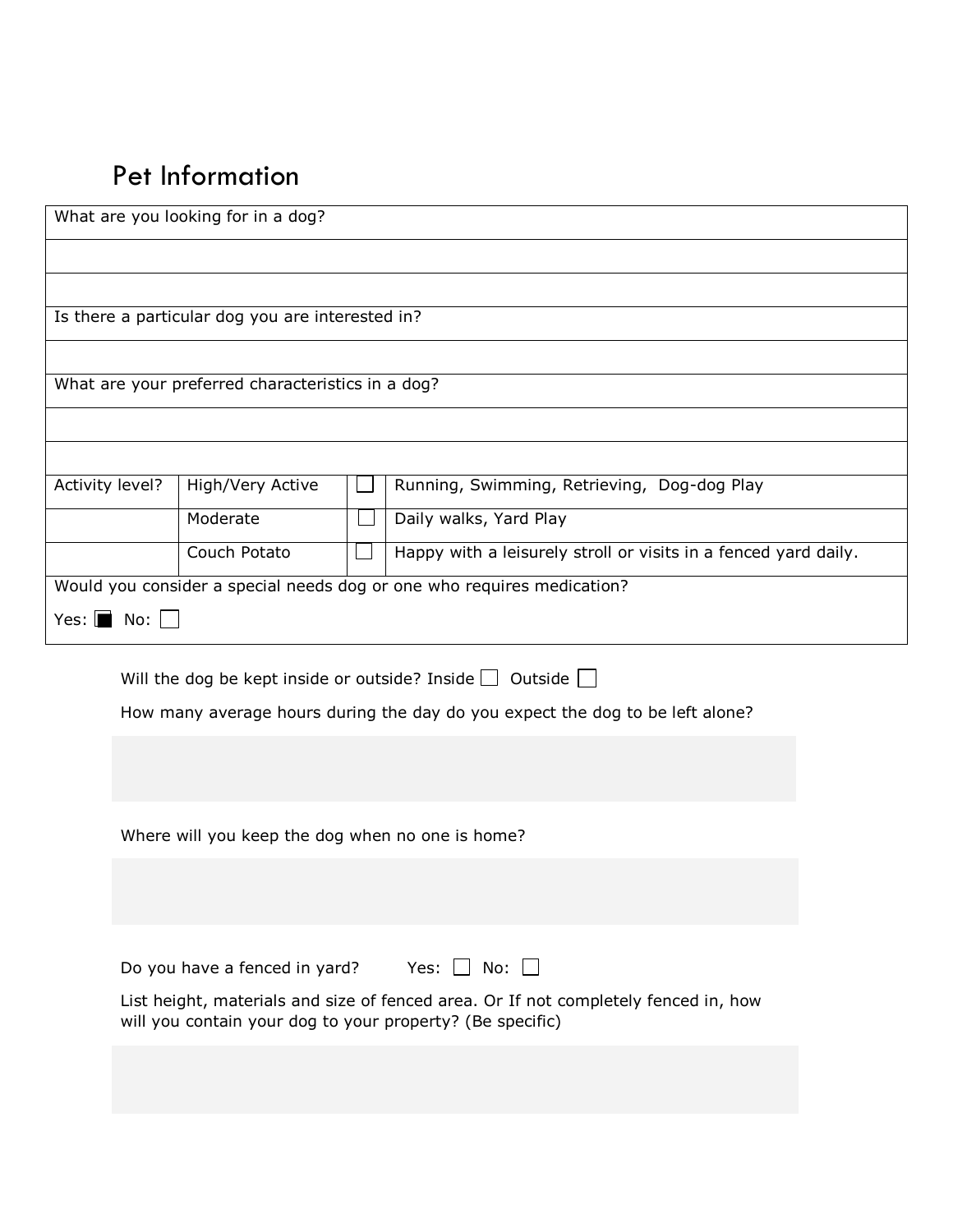# Pet Information

| What are you looking for in a dog? | | | |
|---|---|---|---|
| | | | |
| | | | |
| Is there a particular dog you are interested in? | | | |
| | | | |
| What are your preferred characteristics in a dog? | | | |
| | | | |
| | | | |
| Activity level? | High/Very Active | ☐ | Running, Swimming, Retrieving, Dog-dog Play |
| | Moderate | ☐ | Daily walks, Yard Play |
| | Couch Potato | ☐ | Happy with a leisurely stroll or visits in a fenced yard daily. |
| Would you consider a special needs dog or one who requires medication? Yes: ■ No: ☐ | | | |

Will the dog be kept inside or outside? Inside ☐ Outside ☐

How many average hours during the day do you expect the dog to be left alone?

Where will you keep the dog when no one is home?

Do you have a fenced in yard? Yes: ☐ No: ☐

List height, materials and size of fenced area. Or If not completely fenced in, how will you contain your dog to your property? (Be specific)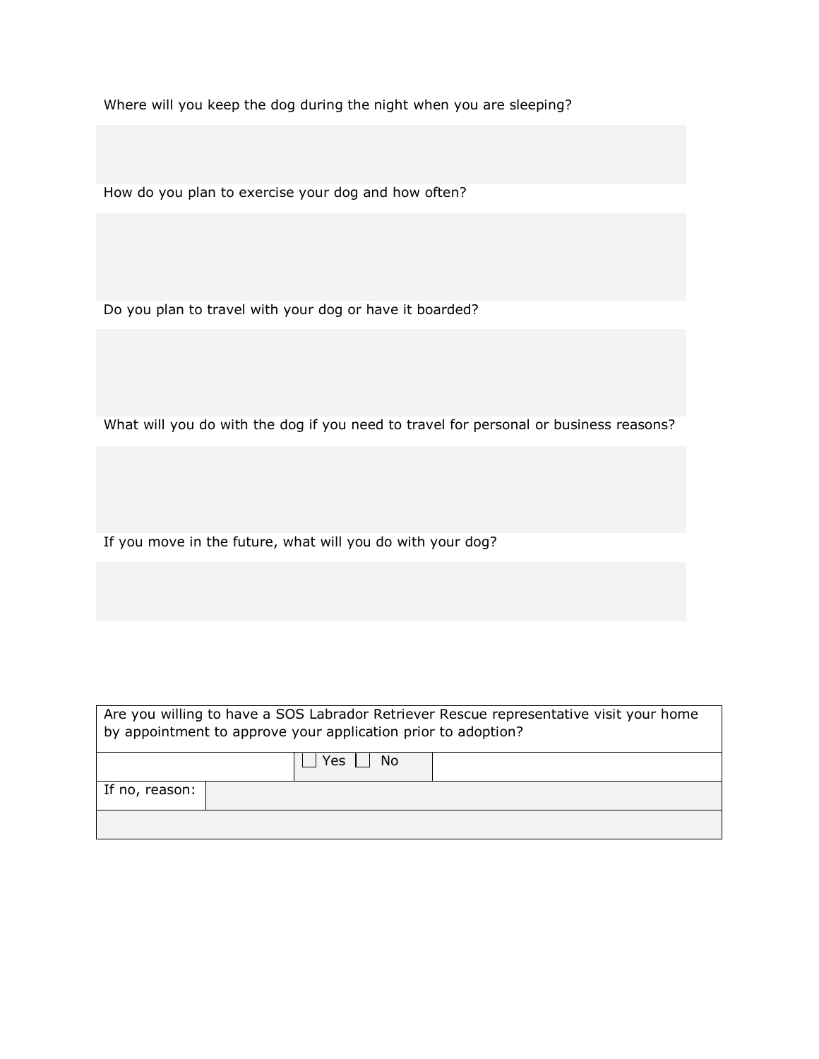Where will you keep the dog during the night when you are sleeping?

How do you plan to exercise your dog and how often?

Do you plan to travel with your dog or have it boarded?

What will you do with the dog if you need to travel for personal or business reasons?

If you move in the future, what will you do with your dog?

| Are you willing to have a SOS Labrador Retriever Rescue representative visit your home by appointment to approve your application prior to adoption? | | |
|---|---|---|
| | ☐ Yes ☐ No | |
| If no, reason: | | |
| | | |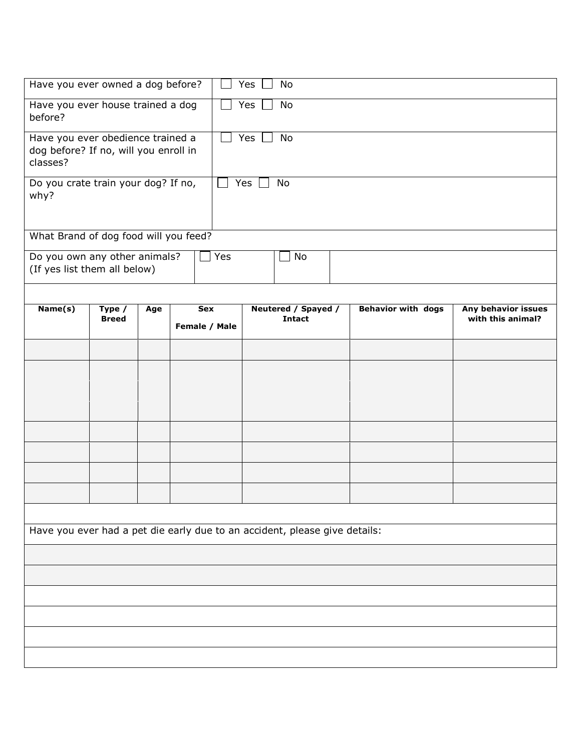| | |
|---|---|
| Have you ever owned a dog before? | ☐ Yes ☐ No |
| Have you ever house trained a dog before? | ☐ Yes ☐ No |
| Have you ever obedience trained a dog before? If no, will you enroll in classes? | ☐ Yes ☐ No |
| Do you crate train your dog? If no, why? | ☐ Yes ☐ No |

What Brand of dog food will you feed?

Do you own any other animals? (If yes list them all below) ☐ Yes ☐ No

| Name(s) | Type / Breed | Age | Sex Female / Male | Neutered / Spayed / Intact | Behavior with dogs | Any behavior issues with this animal? |
|---|---|---|---|---|---|---|
| | | | | | | |
| | | | | | | |
| | | | | | | |
| | | | | | | |
| | | | | | | |
| | | | | | | |

Have you ever had a pet die early due to an accident, please give details: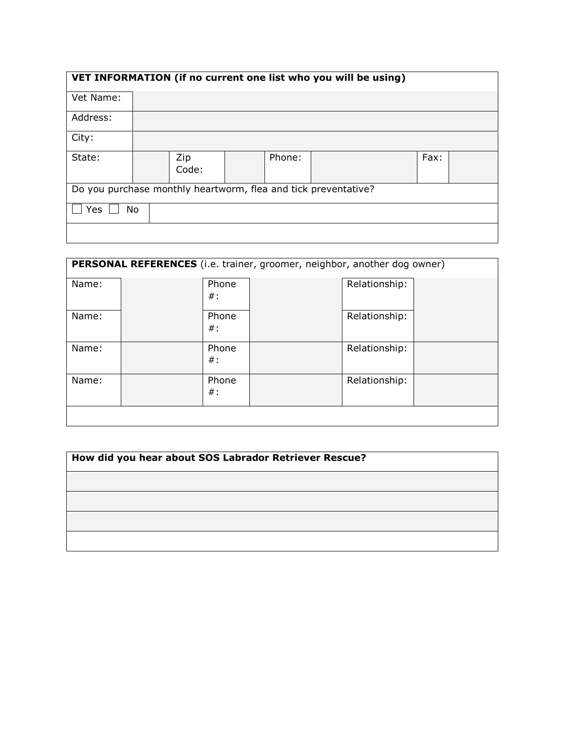| VET INFORMATION (if no current one list who you will be using) | | | | | | | |
|---|---|---|---|---|---|---|---|
| Vet Name: | | | | | | | |
| Address: | | | | | | | |
| City: | | | | | | | |
| State: | | Zip Code: | | Phone: | | Fax: | |
| Do you purchase monthly heartworm, flea and tick preventative? | | | | | | | |
| ☐ Yes ☐ No | | | | | | | |
| | | | | | | | |

| **PERSONAL REFERENCES** (i.e. trainer, groomer, neighbor, another dog owner) | | | | | |
|---|---|---|---|---|---|
| Name: | | Phone #: | | Relationship: | |
| Name: | | Phone #: | | Relationship: | |
| Name: | | Phone #: | | Relationship: | |
| Name: | | Phone #: | | Relationship: | |
| | | | | | |

| How did you hear about SOS Labrador Retriever Rescue? |
|---|
| |
| |
| |
| |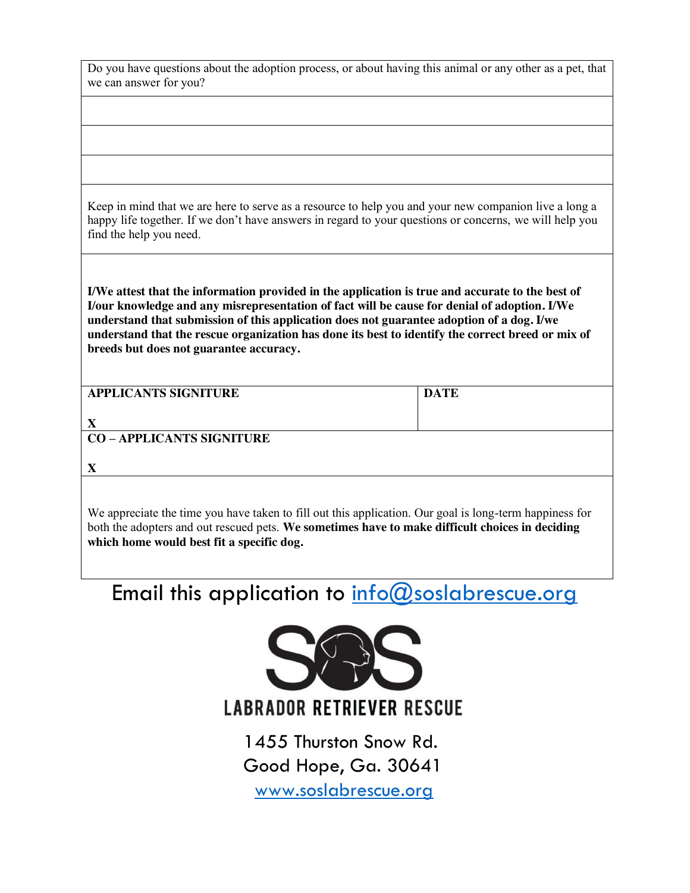Do you have questions about the adoption process, or about having this animal or any other as a pet, that we can answer for you?

| |
|---|
| |
| |
| |

Keep in mind that we are here to serve as a resource to help you and your new companion live a long a happy life together. If we don't have answers in regard to your questions or concerns, we will help you find the help you need.

**I/We attest that the information provided in the application is true and accurate to the best of I/our knowledge and any misrepresentation of fact will be cause for denial of adoption. I/We understand that submission of this application does not guarantee adoption of a dog. I/we understand that the rescue organization has done its best to identify the correct breed or mix of breeds but does not guarantee accuracy.**

| | |
|---|---|
| **APPLICANTS SIGNITURE**<br><br>**X** | **DATE** |
| **CO – APPLICANTS SIGNITURE**<br><br>**X** | |

We appreciate the time you have taken to fill out this application. Our goal is long-term happiness for both the adopters and out rescued pets. **We sometimes have to make difficult choices in deciding which home would best fit a specific dog.**

Email this application to [info@soslabrescue.org](mailto:info@soslabrescue.org)

SOS

LABRADOR RETRIEVER RESCUE

1455 Thurston Snow Rd.
Good Hope, Ga. 30641
[www.soslabrescue.org](http://www.soslabrescue.org)